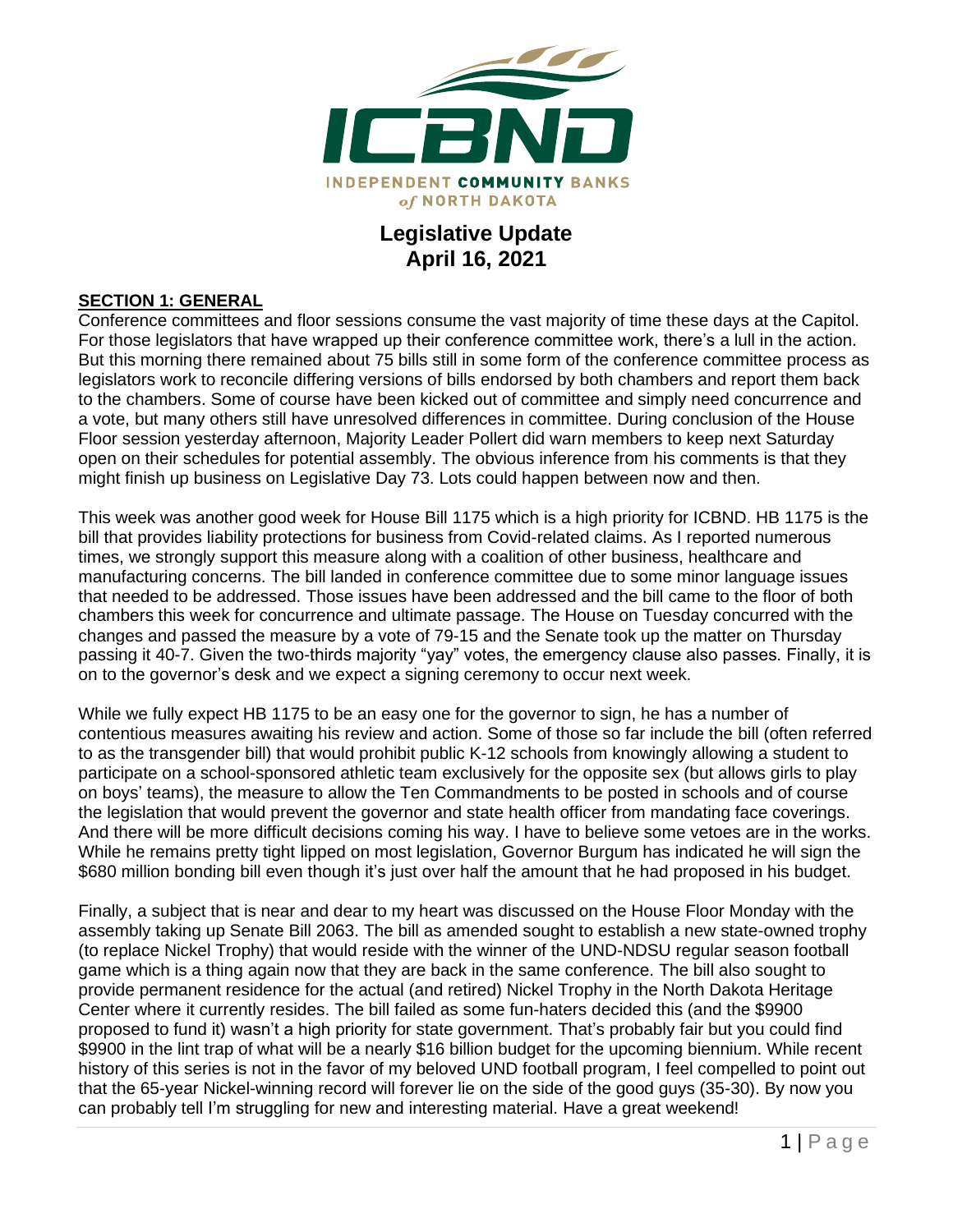ICBND

INDEPENDENT COMMUNITY BANKS of NORTH DAKOTA

# Legislative Update
# April 16, 2021

## SECTION 1: GENERAL

Conference committees and floor sessions consume the vast majority of time these days at the Capitol. For those legislators that have wrapped up their conference committee work, there's a lull in the action. But this morning there remained about 75 bills still in some form of the conference committee process as legislators work to reconcile differing versions of bills endorsed by both chambers and report them back to the chambers. Some of course have been kicked out of committee and simply need concurrence and a vote, but many others still have unresolved differences in committee. During conclusion of the House Floor session yesterday afternoon, Majority Leader Pollert did warn members to keep next Saturday open on their schedules for potential assembly. The obvious inference from his comments is that they might finish up business on Legislative Day 73. Lots could happen between now and then.

This week was another good week for House Bill 1175 which is a high priority for ICBND. HB 1175 is the bill that provides liability protections for business from Covid-related claims. As I reported numerous times, we strongly support this measure along with a coalition of other business, healthcare and manufacturing concerns. The bill landed in conference committee due to some minor language issues that needed to be addressed. Those issues have been addressed and the bill came to the floor of both chambers this week for concurrence and ultimate passage. The House on Tuesday concurred with the changes and passed the measure by a vote of 79-15 and the Senate took up the matter on Thursday passing it 40-7. Given the two-thirds majority "yay" votes, the emergency clause also passes. Finally, it is on to the governor's desk and we expect a signing ceremony to occur next week.

While we fully expect HB 1175 to be an easy one for the governor to sign, he has a number of contentious measures awaiting his review and action. Some of those so far include the bill (often referred to as the transgender bill) that would prohibit public K-12 schools from knowingly allowing a student to participate on a school-sponsored athletic team exclusively for the opposite sex (but allows girls to play on boys' teams), the measure to allow the Ten Commandments to be posted in schools and of course the legislation that would prevent the governor and state health officer from mandating face coverings. And there will be more difficult decisions coming his way. I have to believe some vetoes are in the works. While he remains pretty tight lipped on most legislation, Governor Burgum has indicated he will sign the $680 million bonding bill even though it's just over half the amount that he had proposed in his budget.

Finally, a subject that is near and dear to my heart was discussed on the House Floor Monday with the assembly taking up Senate Bill 2063. The bill as amended sought to establish a new state-owned trophy (to replace Nickel Trophy) that would reside with the winner of the UND-NDSU regular season football game which is a thing again now that they are back in the same conference. The bill also sought to provide permanent residence for the actual (and retired) Nickel Trophy in the North Dakota Heritage Center where it currently resides. The bill failed as some fun-haters decided this (and the $9900 proposed to fund it) wasn't a high priority for state government. That's probably fair but you could find $9900 in the lint trap of what will be a nearly $16 billion budget for the upcoming biennium. While recent history of this series is not in the favor of my beloved UND football program, I feel compelled to point out that the 65-year Nickel-winning record will forever lie on the side of the good guys (35-30). By now you can probably tell I'm struggling for new and interesting material. Have a great weekend!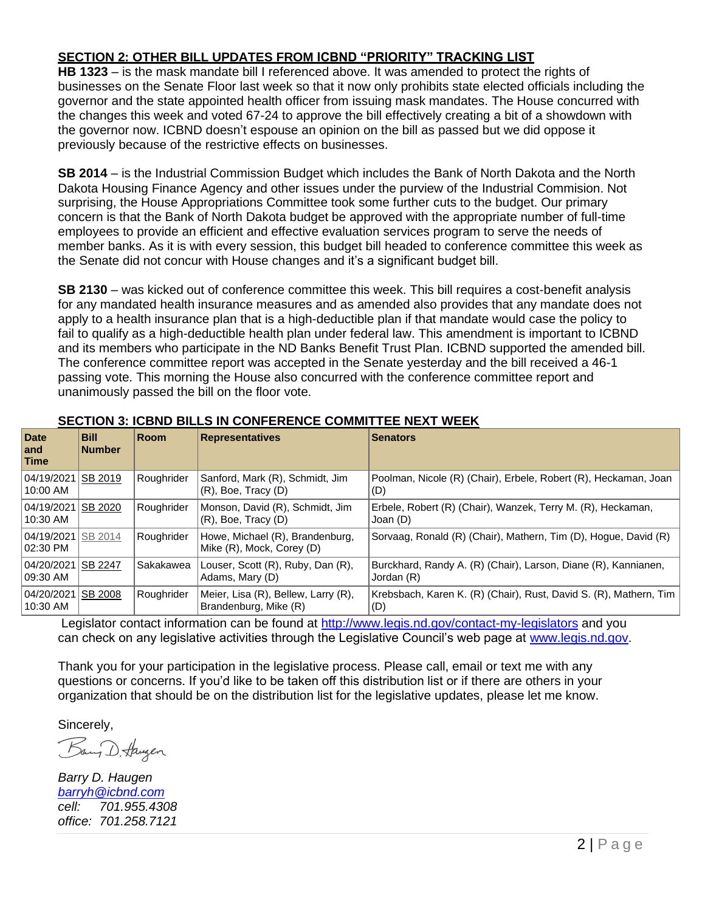## SECTION 2: OTHER BILL UPDATES FROM ICBND "PRIORITY" TRACKING LIST

**HB 1323** – is the mask mandate bill I referenced above. It was amended to protect the rights of businesses on the Senate Floor last week so that it now only prohibits state elected officials including the governor and the state appointed health officer from issuing mask mandates. The House concurred with the changes this week and voted 67-24 to approve the bill effectively creating a bit of a showdown with the governor now. ICBND doesn't espouse an opinion on the bill as passed but we did oppose it previously because of the restrictive effects on businesses.

**SB 2014** – is the Industrial Commission Budget which includes the Bank of North Dakota and the North Dakota Housing Finance Agency and other issues under the purview of the Industrial Commision. Not surprising, the House Appropriations Committee took some further cuts to the budget. Our primary concern is that the Bank of North Dakota budget be approved with the appropriate number of full-time employees to provide an efficient and effective evaluation services program to serve the needs of member banks. As it is with every session, this budget bill headed to conference committee this week as the Senate did not concur with House changes and it's a significant budget bill.

**SB 2130** – was kicked out of conference committee this week. This bill requires a cost-benefit analysis for any mandated health insurance measures and as amended also provides that any mandate does not apply to a health insurance plan that is a high-deductible plan if that mandate would case the policy to fail to qualify as a high-deductible health plan under federal law. This amendment is important to ICBND and its members who participate in the ND Banks Benefit Trust Plan. ICBND supported the amended bill. The conference committee report was accepted in the Senate yesterday and the bill received a 46-1 passing vote. This morning the House also concurred with the conference committee report and unanimously passed the bill on the floor vote.

## SECTION 3: ICBND BILLS IN CONFERENCE COMMITTEE NEXT WEEK

| Date and Time | Bill Number | Room | Representatives | Senators |
|---|---|---|---|---|
| 04/19/2021 10:00 AM | SB 2019 | Roughrider | Sanford, Mark (R), Schmidt, Jim (R), Boe, Tracy (D) | Poolman, Nicole (R) (Chair), Erbele, Robert (R), Heckaman, Joan (D) |
| 04/19/2021 10:30 AM | SB 2020 | Roughrider | Monson, David (R), Schmidt, Jim (R), Boe, Tracy (D) | Erbele, Robert (R) (Chair), Wanzek, Terry M. (R), Heckaman, Joan (D) |
| 04/19/2021 02:30 PM | SB 2014 | Roughrider | Howe, Michael (R), Brandenburg, Mike (R), Mock, Corey (D) | Sorvaag, Ronald (R) (Chair), Mathern, Tim (D), Hogue, David (R) |
| 04/20/2021 09:30 AM | SB 2247 | Sakakawea | Louser, Scott (R), Ruby, Dan (R), Adams, Mary (D) | Burckhard, Randy A. (R) (Chair), Larson, Diane (R), Kannianen, Jordan (R) |
| 04/20/2021 10:30 AM | SB 2008 | Roughrider | Meier, Lisa (R), Bellew, Larry (R), Brandenburg, Mike (R) | Krebsbach, Karen K. (R) (Chair), Rust, David S. (R), Mathern, Tim (D) |

Legislator contact information can be found at http://www.legis.nd.gov/contact-my-legislators and you can check on any legislative activities through the Legislative Council's web page at www.legis.nd.gov.

Thank you for your participation in the legislative process. Please call, email or text me with any questions or concerns. If you'd like to be taken off this distribution list or if there are others in your organization that should be on the distribution list for the legislative updates, please let me know.

Sincerely,

*Barry D. Haugen*
*barryh@icbnd.com*
*cell: 701.955.4308*
*office: 701.258.7121*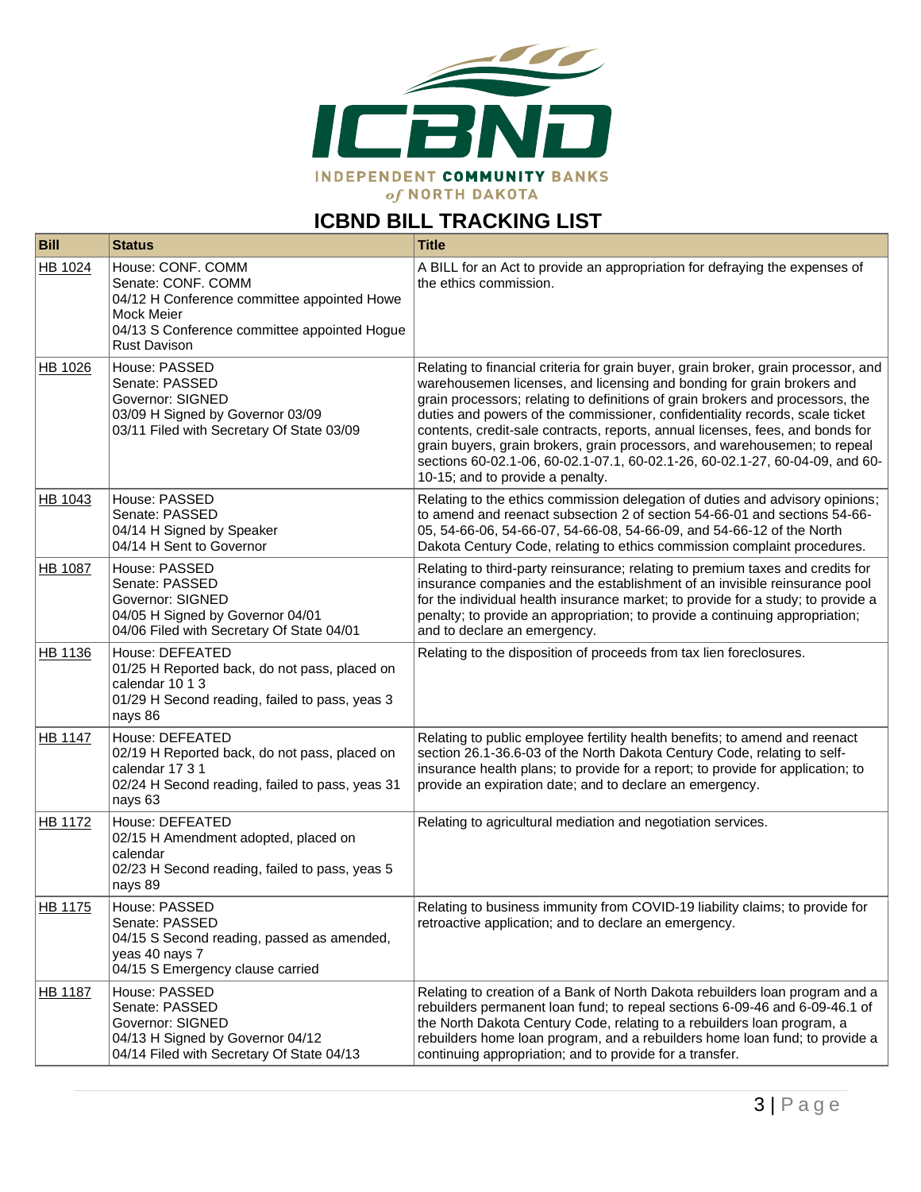INDEPENDENT COMMUNITY BANKS of NORTH DAKOTA

## ICBND BILL TRACKING LIST

| Bill | Status | Title |
|---|---|---|
| HB 1024 | House: CONF. COMM<br>Senate: CONF. COMM<br>04/12 H Conference committee appointed Howe Mock Meier<br>04/13 S Conference committee appointed Hogue Rust Davison | A BILL for an Act to provide an appropriation for defraying the expenses of the ethics commission. |
| HB 1026 | House: PASSED<br>Senate: PASSED<br>Governor: SIGNED<br>03/09 H Signed by Governor 03/09<br>03/11 Filed with Secretary Of State 03/09 | Relating to financial criteria for grain buyer, grain broker, grain processor, and warehousemen licenses, and licensing and bonding for grain brokers and grain processors; relating to definitions of grain brokers and processors, the duties and powers of the commissioner, confidentiality records, scale ticket contents, credit-sale contracts, reports, annual licenses, fees, and bonds for grain buyers, grain brokers, grain processors, and warehousemen; to repeal sections 60-02.1-06, 60-02.1-07.1, 60-02.1-26, 60-02.1-27, 60-04-09, and 60-10-15; and to provide a penalty. |
| HB 1043 | House: PASSED<br>Senate: PASSED<br>04/14 H Signed by Speaker<br>04/14 H Sent to Governor | Relating to the ethics commission delegation of duties and advisory opinions; to amend and reenact subsection 2 of section 54-66-01 and sections 54-66-05, 54-66-06, 54-66-07, 54-66-08, 54-66-09, and 54-66-12 of the North Dakota Century Code, relating to ethics commission complaint procedures. |
| HB 1087 | House: PASSED<br>Senate: PASSED<br>Governor: SIGNED<br>04/05 H Signed by Governor 04/01<br>04/06 Filed with Secretary Of State 04/01 | Relating to third-party reinsurance; relating to premium taxes and credits for insurance companies and the establishment of an invisible reinsurance pool for the individual health insurance market; to provide for a study; to provide a penalty; to provide an appropriation; to provide a continuing appropriation; and to declare an emergency. |
| HB 1136 | House: DEFEATED<br>01/25 H Reported back, do not pass, placed on calendar 10 1 3<br>01/29 H Second reading, failed to pass, yeas 3 nays 86 | Relating to the disposition of proceeds from tax lien foreclosures. |
| HB 1147 | House: DEFEATED<br>02/19 H Reported back, do not pass, placed on calendar 17 3 1<br>02/24 H Second reading, failed to pass, yeas 31 nays 63 | Relating to public employee fertility health benefits; to amend and reenact section 26.1-36.6-03 of the North Dakota Century Code, relating to self-insurance health plans; to provide for a report; to provide for application; to provide an expiration date; and to declare an emergency. |
| HB 1172 | House: DEFEATED<br>02/15 H Amendment adopted, placed on calendar<br>02/23 H Second reading, failed to pass, yeas 5 nays 89 | Relating to agricultural mediation and negotiation services. |
| HB 1175 | House: PASSED<br>Senate: PASSED<br>04/15 S Second reading, passed as amended, yeas 40 nays 7<br>04/15 S Emergency clause carried | Relating to business immunity from COVID-19 liability claims; to provide for retroactive application; and to declare an emergency. |
| HB 1187 | House: PASSED<br>Senate: PASSED<br>Governor: SIGNED<br>04/13 H Signed by Governor 04/12<br>04/14 Filed with Secretary Of State 04/13 | Relating to creation of a Bank of North Dakota rebuilders loan program and a rebuilders permanent loan fund; to repeal sections 6-09-46 and 6-09-46.1 of the North Dakota Century Code, relating to a rebuilders loan program, a rebuilders home loan program, and a rebuilders home loan fund; to provide a continuing appropriation; and to provide for a transfer. |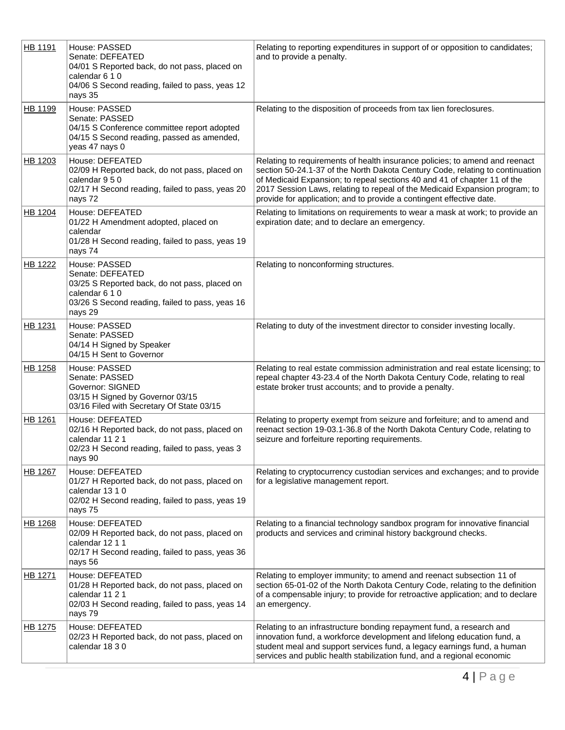| | | |
|---|---|---|
| HB 1191 | House: PASSED<br>Senate: DEFEATED<br>04/01 S Reported back, do not pass, placed on calendar 6 1 0<br>04/06 S Second reading, failed to pass, yeas 12 nays 35 | Relating to reporting expenditures in support of or opposition to candidates; and to provide a penalty. |
| HB 1199 | House: PASSED<br>Senate: PASSED<br>04/15 S Conference committee report adopted<br>04/15 S Second reading, passed as amended, yeas 47 nays 0 | Relating to the disposition of proceeds from tax lien foreclosures. |
| HB 1203 | House: DEFEATED<br>02/09 H Reported back, do not pass, placed on calendar 9 5 0<br>02/17 H Second reading, failed to pass, yeas 20 nays 72 | Relating to requirements of health insurance policies; to amend and reenact section 50-24.1-37 of the North Dakota Century Code, relating to continuation of Medicaid Expansion; to repeal sections 40 and 41 of chapter 11 of the 2017 Session Laws, relating to repeal of the Medicaid Expansion program; to provide for application; and to provide a contingent effective date. |
| HB 1204 | House: DEFEATED<br>01/22 H Amendment adopted, placed on calendar<br>01/28 H Second reading, failed to pass, yeas 19 nays 74 | Relating to limitations on requirements to wear a mask at work; to provide an expiration date; and to declare an emergency. |
| HB 1222 | House: PASSED<br>Senate: DEFEATED<br>03/25 S Reported back, do not pass, placed on calendar 6 1 0<br>03/26 S Second reading, failed to pass, yeas 16 nays 29 | Relating to nonconforming structures. |
| HB 1231 | House: PASSED<br>Senate: PASSED<br>04/14 H Signed by Speaker<br>04/15 H Sent to Governor | Relating to duty of the investment director to consider investing locally. |
| HB 1258 | House: PASSED<br>Senate: PASSED<br>Governor: SIGNED<br>03/15 H Signed by Governor 03/15<br>03/16 Filed with Secretary Of State 03/15 | Relating to real estate commission administration and real estate licensing; to repeal chapter 43-23.4 of the North Dakota Century Code, relating to real estate broker trust accounts; and to provide a penalty. |
| HB 1261 | House: DEFEATED<br>02/16 H Reported back, do not pass, placed on calendar 11 2 1<br>02/23 H Second reading, failed to pass, yeas 3 nays 90 | Relating to property exempt from seizure and forfeiture; and to amend and reenact section 19-03.1-36.8 of the North Dakota Century Code, relating to seizure and forfeiture reporting requirements. |
| HB 1267 | House: DEFEATED<br>01/27 H Reported back, do not pass, placed on calendar 13 1 0<br>02/02 H Second reading, failed to pass, yeas 19 nays 75 | Relating to cryptocurrency custodian services and exchanges; and to provide for a legislative management report. |
| HB 1268 | House: DEFEATED<br>02/09 H Reported back, do not pass, placed on calendar 12 1 1<br>02/17 H Second reading, failed to pass, yeas 36 nays 56 | Relating to a financial technology sandbox program for innovative financial products and services and criminal history background checks. |
| HB 1271 | House: DEFEATED<br>01/28 H Reported back, do not pass, placed on calendar 11 2 1<br>02/03 H Second reading, failed to pass, yeas 14 nays 79 | Relating to employer immunity; to amend and reenact subsection 11 of section 65-01-02 of the North Dakota Century Code, relating to the definition of a compensable injury; to provide for retroactive application; and to declare an emergency. |
| HB 1275 | House: DEFEATED<br>02/23 H Reported back, do not pass, placed on calendar 18 3 0 | Relating to an infrastructure bonding repayment fund, a research and innovation fund, a workforce development and lifelong education fund, a student meal and support services fund, a legacy earnings fund, a human services and public health stabilization fund, and a regional economic |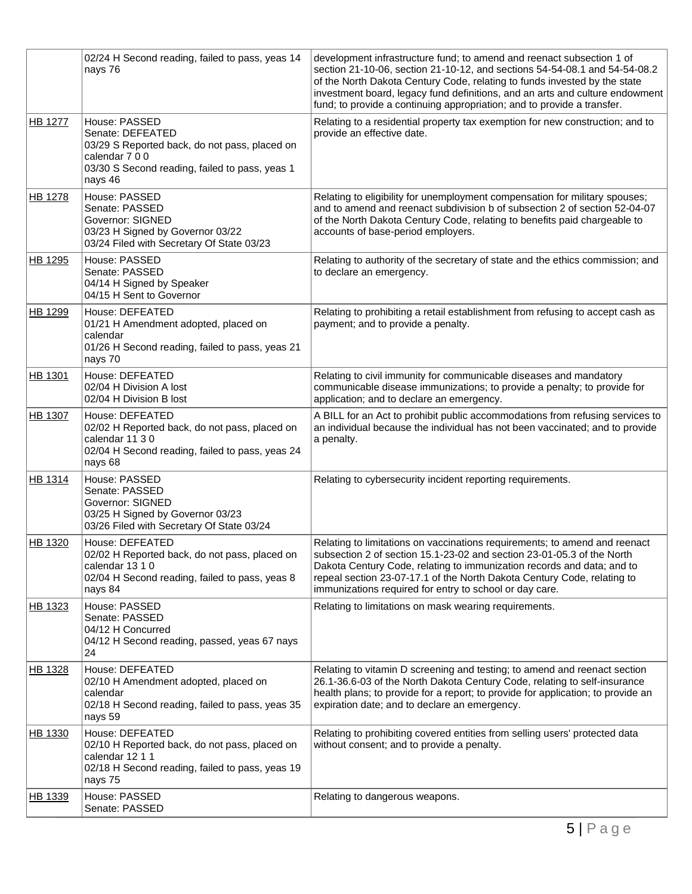| | | |
|---|---|---|
| | 02/24 H Second reading, failed to pass, yeas 14 nays 76 | development infrastructure fund; to amend and reenact subsection 1 of section 21-10-06, section 21-10-12, and sections 54-54-08.1 and 54-54-08.2 of the North Dakota Century Code, relating to funds invested by the state investment board, legacy fund definitions, and an arts and culture endowment fund; to provide a continuing appropriation; and to provide a transfer. |
| HB 1277 | House: PASSED<br>Senate: DEFEATED<br>03/29 S Reported back, do not pass, placed on calendar 7 0 0<br>03/30 S Second reading, failed to pass, yeas 1 nays 46 | Relating to a residential property tax exemption for new construction; and to provide an effective date. |
| HB 1278 | House: PASSED<br>Senate: PASSED<br>Governor: SIGNED<br>03/23 H Signed by Governor 03/22<br>03/24 Filed with Secretary Of State 03/23 | Relating to eligibility for unemployment compensation for military spouses; and to amend and reenact subdivision b of subsection 2 of section 52-04-07 of the North Dakota Century Code, relating to benefits paid chargeable to accounts of base-period employers. |
| HB 1295 | House: PASSED<br>Senate: PASSED<br>04/14 H Signed by Speaker<br>04/15 H Sent to Governor | Relating to authority of the secretary of state and the ethics commission; and to declare an emergency. |
| HB 1299 | House: DEFEATED<br>01/21 H Amendment adopted, placed on calendar<br>01/26 H Second reading, failed to pass, yeas 21 nays 70 | Relating to prohibiting a retail establishment from refusing to accept cash as payment; and to provide a penalty. |
| HB 1301 | House: DEFEATED<br>02/04 H Division A lost<br>02/04 H Division B lost | Relating to civil immunity for communicable diseases and mandatory communicable disease immunizations; to provide a penalty; to provide for application; and to declare an emergency. |
| HB 1307 | House: DEFEATED<br>02/02 H Reported back, do not pass, placed on calendar 11 3 0<br>02/04 H Second reading, failed to pass, yeas 24 nays 68 | A BILL for an Act to prohibit public accommodations from refusing services to an individual because the individual has not been vaccinated; and to provide a penalty. |
| HB 1314 | House: PASSED<br>Senate: PASSED<br>Governor: SIGNED<br>03/25 H Signed by Governor 03/23<br>03/26 Filed with Secretary Of State 03/24 | Relating to cybersecurity incident reporting requirements. |
| HB 1320 | House: DEFEATED<br>02/02 H Reported back, do not pass, placed on calendar 13 1 0<br>02/04 H Second reading, failed to pass, yeas 8 nays 84 | Relating to limitations on vaccinations requirements; to amend and reenact subsection 2 of section 15.1-23-02 and section 23-01-05.3 of the North Dakota Century Code, relating to immunization records and data; and to repeal section 23-07-17.1 of the North Dakota Century Code, relating to immunizations required for entry to school or day care. |
| HB 1323 | House: PASSED<br>Senate: PASSED<br>04/12 H Concurred<br>04/12 H Second reading, passed, yeas 67 nays 24 | Relating to limitations on mask wearing requirements. |
| HB 1328 | House: DEFEATED<br>02/10 H Amendment adopted, placed on calendar<br>02/18 H Second reading, failed to pass, yeas 35 nays 59 | Relating to vitamin D screening and testing; to amend and reenact section 26.1-36.6-03 of the North Dakota Century Code, relating to self-insurance health plans; to provide for a report; to provide for application; to provide an expiration date; and to declare an emergency. |
| HB 1330 | House: DEFEATED<br>02/10 H Reported back, do not pass, placed on calendar 12 1 1<br>02/18 H Second reading, failed to pass, yeas 19 nays 75 | Relating to prohibiting covered entities from selling users' protected data without consent; and to provide a penalty. |
| HB 1339 | House: PASSED<br>Senate: PASSED | Relating to dangerous weapons. |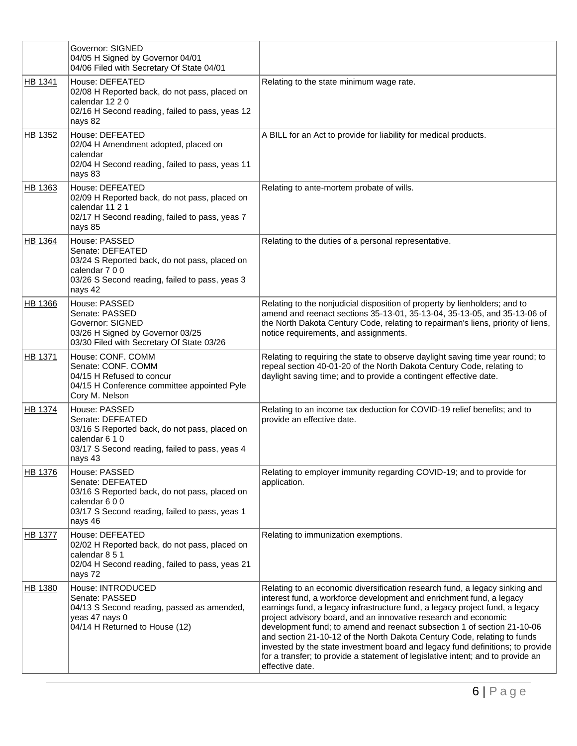| | | |
|---|---|---|
| | Governor: SIGNED<br>04/05 H Signed by Governor 04/01<br>04/06 Filed with Secretary Of State 04/01 | |
| HB 1341 | House: DEFEATED<br>02/08 H Reported back, do not pass, placed on calendar 12 2 0<br>02/16 H Second reading, failed to pass, yeas 12 nays 82 | Relating to the state minimum wage rate. |
| HB 1352 | House: DEFEATED<br>02/04 H Amendment adopted, placed on calendar<br>02/04 H Second reading, failed to pass, yeas 11 nays 83 | A BILL for an Act to provide for liability for medical products. |
| HB 1363 | House: DEFEATED<br>02/09 H Reported back, do not pass, placed on calendar 11 2 1<br>02/17 H Second reading, failed to pass, yeas 7 nays 85 | Relating to ante-mortem probate of wills. |
| HB 1364 | House: PASSED<br>Senate: DEFEATED<br>03/24 S Reported back, do not pass, placed on calendar 7 0 0<br>03/26 S Second reading, failed to pass, yeas 3 nays 42 | Relating to the duties of a personal representative. |
| HB 1366 | House: PASSED<br>Senate: PASSED<br>Governor: SIGNED<br>03/26 H Signed by Governor 03/25<br>03/30 Filed with Secretary Of State 03/26 | Relating to the nonjudicial disposition of property by lienholders; and to amend and reenact sections 35-13-01, 35-13-04, 35-13-05, and 35-13-06 of the North Dakota Century Code, relating to repairman's liens, priority of liens, notice requirements, and assignments. |
| HB 1371 | House: CONF. COMM<br>Senate: CONF. COMM<br>04/15 H Refused to concur<br>04/15 H Conference committee appointed Pyle Cory M. Nelson | Relating to requiring the state to observe daylight saving time year round; to repeal section 40-01-20 of the North Dakota Century Code, relating to daylight saving time; and to provide a contingent effective date. |
| HB 1374 | House: PASSED<br>Senate: DEFEATED<br>03/16 S Reported back, do not pass, placed on calendar 6 1 0<br>03/17 S Second reading, failed to pass, yeas 4 nays 43 | Relating to an income tax deduction for COVID-19 relief benefits; and to provide an effective date. |
| HB 1376 | House: PASSED<br>Senate: DEFEATED<br>03/16 S Reported back, do not pass, placed on calendar 6 0 0<br>03/17 S Second reading, failed to pass, yeas 1 nays 46 | Relating to employer immunity regarding COVID-19; and to provide for application. |
| HB 1377 | House: DEFEATED<br>02/02 H Reported back, do not pass, placed on calendar 8 5 1<br>02/04 H Second reading, failed to pass, yeas 21 nays 72 | Relating to immunization exemptions. |
| HB 1380 | House: INTRODUCED<br>Senate: PASSED<br>04/13 S Second reading, passed as amended, yeas 47 nays 0<br>04/14 H Returned to House (12) | Relating to an economic diversification research fund, a legacy sinking and interest fund, a workforce development and enrichment fund, a legacy earnings fund, a legacy infrastructure fund, a legacy project fund, a legacy project advisory board, and an innovative research and economic development fund; to amend and reenact subsection 1 of section 21-10-06 and section 21-10-12 of the North Dakota Century Code, relating to funds invested by the state investment board and legacy fund definitions; to provide for a transfer; to provide a statement of legislative intent; and to provide an effective date. |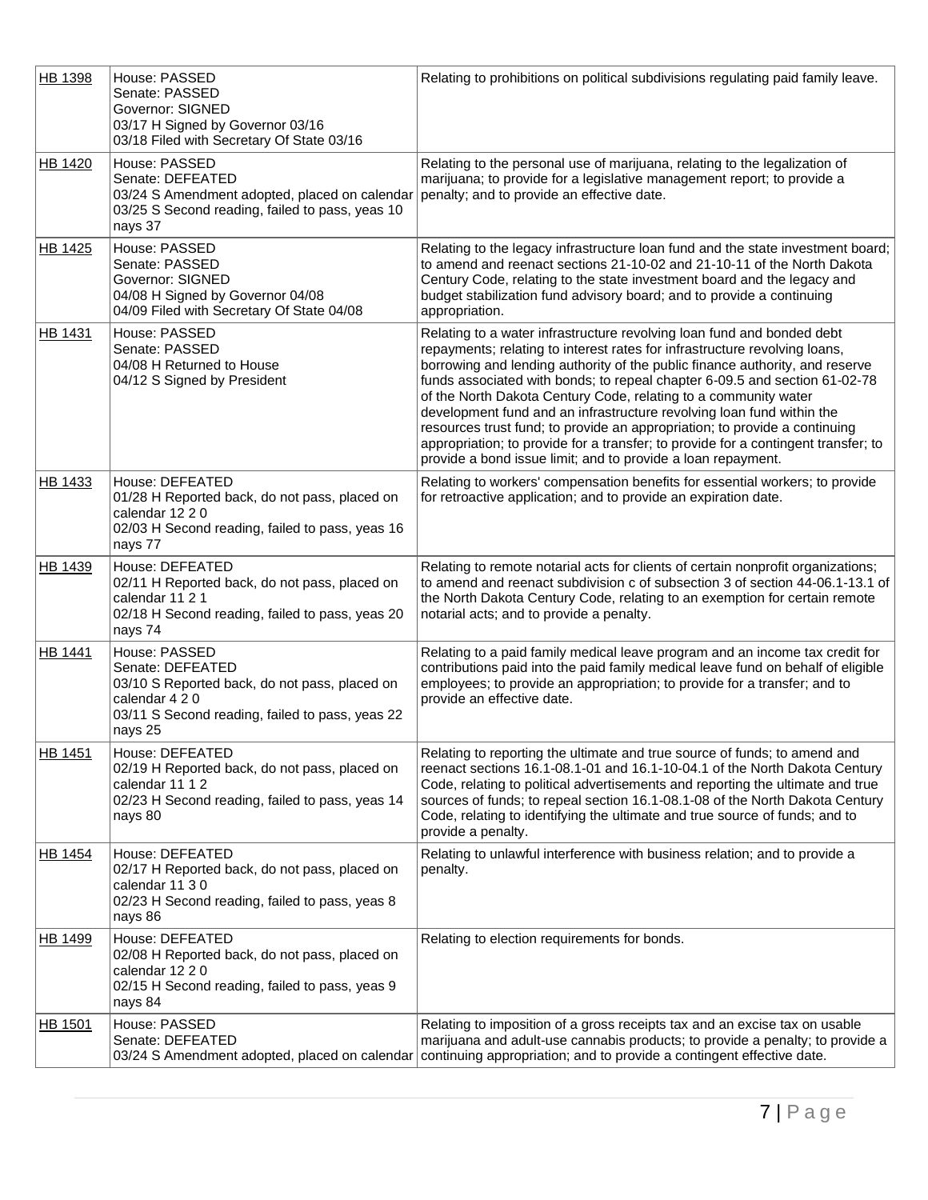| HB 1398 | House: PASSED<br>Senate: PASSED<br>Governor: SIGNED<br>03/17 H Signed by Governor 03/16<br>03/18 Filed with Secretary Of State 03/16 | Relating to prohibitions on political subdivisions regulating paid family leave. |
|---|---|---|
| HB 1420 | House: PASSED<br>Senate: DEFEATED<br>03/24 S Amendment adopted, placed on calendar<br>03/25 S Second reading, failed to pass, yeas 10 nays 37 | Relating to the personal use of marijuana, relating to the legalization of marijuana; to provide for a legislative management report; to provide a penalty; and to provide an effective date. |
| HB 1425 | House: PASSED<br>Senate: PASSED<br>Governor: SIGNED<br>04/08 H Signed by Governor 04/08<br>04/09 Filed with Secretary Of State 04/08 | Relating to the legacy infrastructure loan fund and the state investment board; to amend and reenact sections 21-10-02 and 21-10-11 of the North Dakota Century Code, relating to the state investment board and the legacy and budget stabilization fund advisory board; and to provide a continuing appropriation. |
| HB 1431 | House: PASSED<br>Senate: PASSED<br>04/08 H Returned to House<br>04/12 S Signed by President | Relating to a water infrastructure revolving loan fund and bonded debt repayments; relating to interest rates for infrastructure revolving loans, borrowing and lending authority of the public finance authority, and reserve funds associated with bonds; to repeal chapter 6-09.5 and section 61-02-78 of the North Dakota Century Code, relating to a community water development fund and an infrastructure revolving loan fund within the resources trust fund; to provide an appropriation; to provide a continuing appropriation; to provide for a transfer; to provide for a contingent transfer; to provide a bond issue limit; and to provide a loan repayment. |
| HB 1433 | House: DEFEATED<br>01/28 H Reported back, do not pass, placed on calendar 12 2 0<br>02/03 H Second reading, failed to pass, yeas 16 nays 77 | Relating to workers' compensation benefits for essential workers; to provide for retroactive application; and to provide an expiration date. |
| HB 1439 | House: DEFEATED<br>02/11 H Reported back, do not pass, placed on calendar 11 2 1<br>02/18 H Second reading, failed to pass, yeas 20 nays 74 | Relating to remote notarial acts for clients of certain nonprofit organizations; to amend and reenact subdivision c of subsection 3 of section 44-06.1-13.1 of the North Dakota Century Code, relating to an exemption for certain remote notarial acts; and to provide a penalty. |
| HB 1441 | House: PASSED<br>Senate: DEFEATED<br>03/10 S Reported back, do not pass, placed on calendar 4 2 0<br>03/11 S Second reading, failed to pass, yeas 22 nays 25 | Relating to a paid family medical leave program and an income tax credit for contributions paid into the paid family medical leave fund on behalf of eligible employees; to provide an appropriation; to provide for a transfer; and to provide an effective date. |
| HB 1451 | House: DEFEATED<br>02/19 H Reported back, do not pass, placed on calendar 11 1 2<br>02/23 H Second reading, failed to pass, yeas 14 nays 80 | Relating to reporting the ultimate and true source of funds; to amend and reenact sections 16.1-08.1-01 and 16.1-10-04.1 of the North Dakota Century Code, relating to political advertisements and reporting the ultimate and true sources of funds; to repeal section 16.1-08.1-08 of the North Dakota Century Code, relating to identifying the ultimate and true source of funds; and to provide a penalty. |
| HB 1454 | House: DEFEATED<br>02/17 H Reported back, do not pass, placed on calendar 11 3 0<br>02/23 H Second reading, failed to pass, yeas 8 nays 86 | Relating to unlawful interference with business relation; and to provide a penalty. |
| HB 1499 | House: DEFEATED<br>02/08 H Reported back, do not pass, placed on calendar 12 2 0<br>02/15 H Second reading, failed to pass, yeas 9 nays 84 | Relating to election requirements for bonds. |
| HB 1501 | House: PASSED<br>Senate: DEFEATED<br>03/24 S Amendment adopted, placed on calendar | Relating to imposition of a gross receipts tax and an excise tax on usable marijuana and adult-use cannabis products; to provide a penalty; to provide a continuing appropriation; and to provide a contingent effective date. |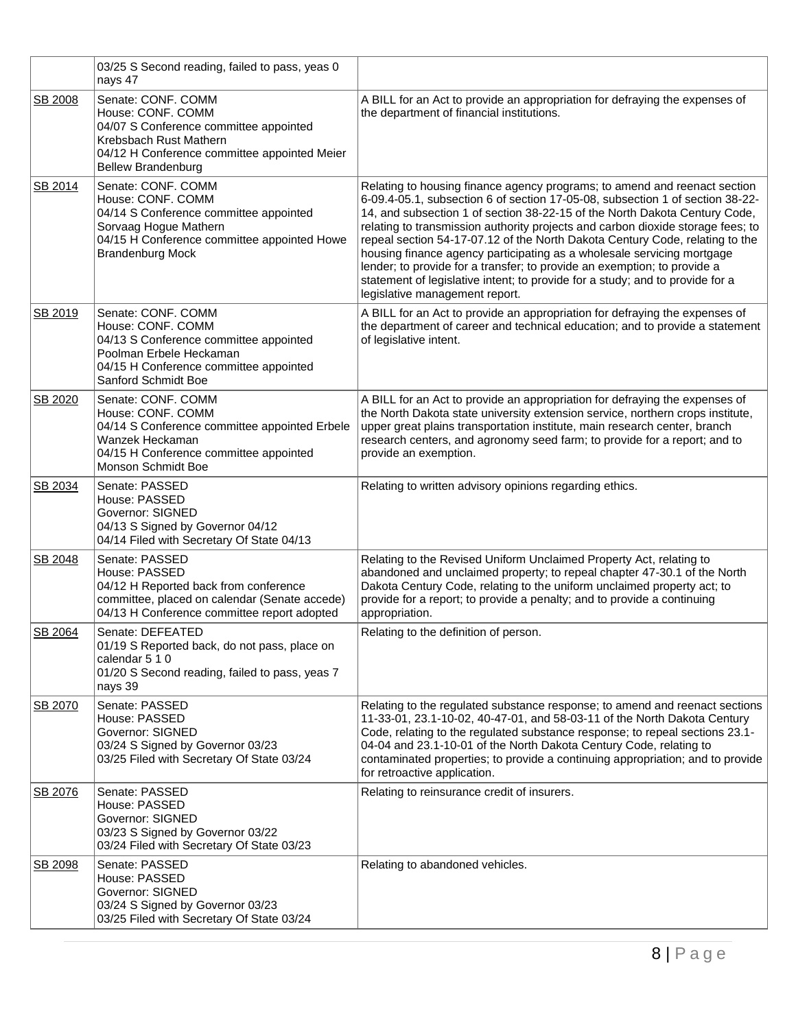| | | |
|---|---|---|
| | 03/25 S Second reading, failed to pass, yeas 0 nays 47 | |
| SB 2008 | Senate: CONF. COMM<br>House: CONF. COMM<br>04/07 S Conference committee appointed Krebsbach Rust Mathern<br>04/12 H Conference committee appointed Meier Bellew Brandenburg | A BILL for an Act to provide an appropriation for defraying the expenses of the department of financial institutions. |
| SB 2014 | Senate: CONF. COMM<br>House: CONF. COMM<br>04/14 S Conference committee appointed Sorvaag Hogue Mathern<br>04/15 H Conference committee appointed Howe Brandenburg Mock | Relating to housing finance agency programs; to amend and reenact section 6-09.4-05.1, subsection 6 of section 17-05-08, subsection 1 of section 38-22-14, and subsection 1 of section 38-22-15 of the North Dakota Century Code, relating to transmission authority projects and carbon dioxide storage fees; to repeal section 54-17-07.12 of the North Dakota Century Code, relating to the housing finance agency participating as a wholesale servicing mortgage lender; to provide for a transfer; to provide an exemption; to provide a statement of legislative intent; to provide for a study; and to provide for a legislative management report. |
| SB 2019 | Senate: CONF. COMM<br>House: CONF. COMM<br>04/13 S Conference committee appointed Poolman Erbele Heckaman<br>04/15 H Conference committee appointed Sanford Schmidt Boe | A BILL for an Act to provide an appropriation for defraying the expenses of the department of career and technical education; and to provide a statement of legislative intent. |
| SB 2020 | Senate: CONF. COMM<br>House: CONF. COMM<br>04/14 S Conference committee appointed Erbele Wanzek Heckaman<br>04/15 H Conference committee appointed Monson Schmidt Boe | A BILL for an Act to provide an appropriation for defraying the expenses of the North Dakota state university extension service, northern crops institute, upper great plains transportation institute, main research center, branch research centers, and agronomy seed farm; to provide for a report; and to provide an exemption. |
| SB 2034 | Senate: PASSED<br>House: PASSED<br>Governor: SIGNED<br>04/13 S Signed by Governor 04/12<br>04/14 Filed with Secretary Of State 04/13 | Relating to written advisory opinions regarding ethics. |
| SB 2048 | Senate: PASSED<br>House: PASSED<br>04/12 H Reported back from conference committee, placed on calendar (Senate accede)<br>04/13 H Conference committee report adopted | Relating to the Revised Uniform Unclaimed Property Act, relating to abandoned and unclaimed property; to repeal chapter 47-30.1 of the North Dakota Century Code, relating to the uniform unclaimed property act; to provide for a report; to provide a penalty; and to provide a continuing appropriation. |
| SB 2064 | Senate: DEFEATED<br>01/19 S Reported back, do not pass, place on calendar 5 1 0<br>01/20 S Second reading, failed to pass, yeas 7 nays 39 | Relating to the definition of person. |
| SB 2070 | Senate: PASSED<br>House: PASSED<br>Governor: SIGNED<br>03/24 S Signed by Governor 03/23<br>03/25 Filed with Secretary Of State 03/24 | Relating to the regulated substance response; to amend and reenact sections 11-33-01, 23.1-10-02, 40-47-01, and 58-03-11 of the North Dakota Century Code, relating to the regulated substance response; to repeal sections 23.1-04-04 and 23.1-10-01 of the North Dakota Century Code, relating to contaminated properties; to provide a continuing appropriation; and to provide for retroactive application. |
| SB 2076 | Senate: PASSED<br>House: PASSED<br>Governor: SIGNED<br>03/23 S Signed by Governor 03/22<br>03/24 Filed with Secretary Of State 03/23 | Relating to reinsurance credit of insurers. |
| SB 2098 | Senate: PASSED<br>House: PASSED<br>Governor: SIGNED<br>03/24 S Signed by Governor 03/23<br>03/25 Filed with Secretary Of State 03/24 | Relating to abandoned vehicles. |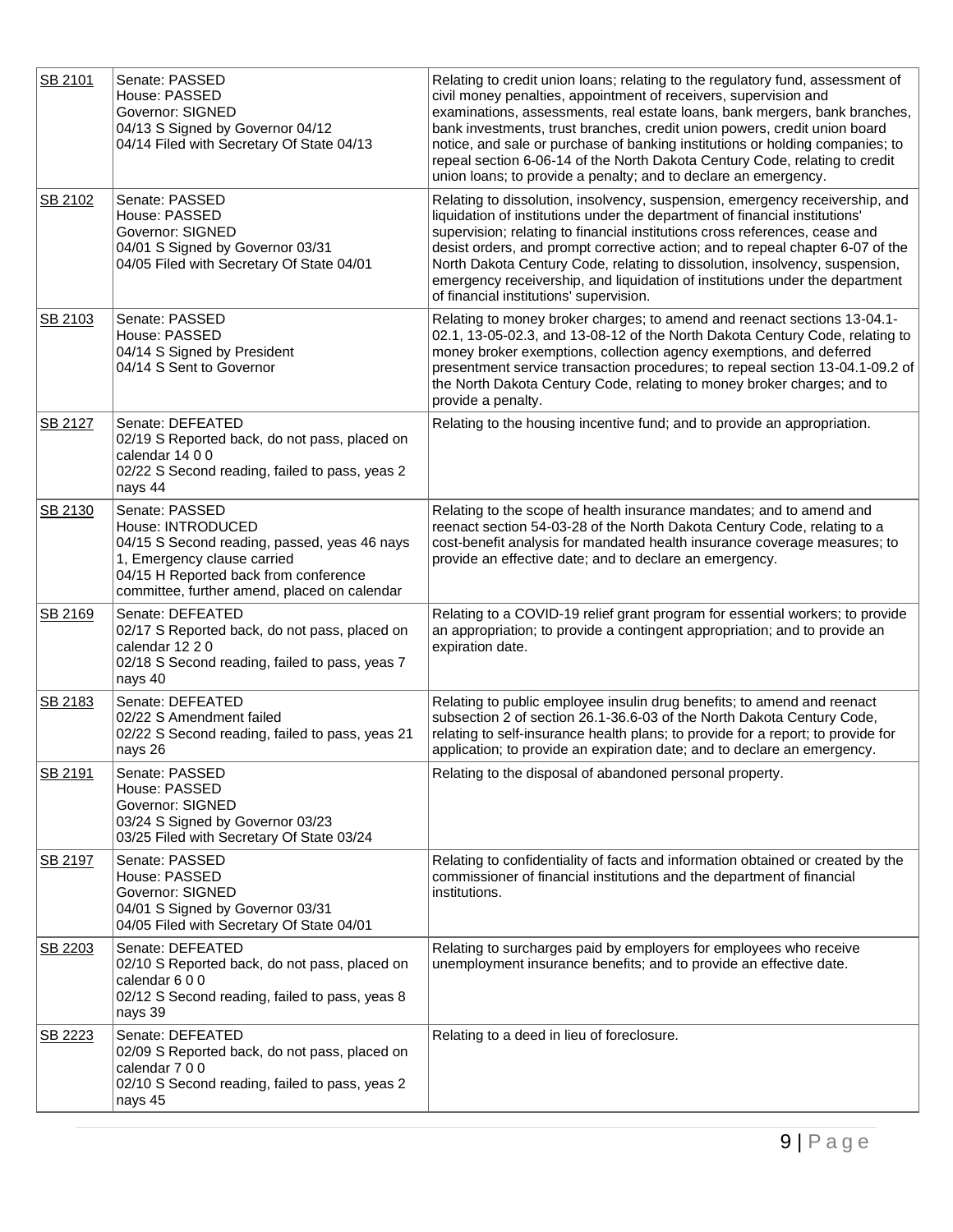| | | |
|---|---|---|
| SB 2101 | Senate: PASSED<br>House: PASSED<br>Governor: SIGNED<br>04/13 S Signed by Governor 04/12<br>04/14 Filed with Secretary Of State 04/13 | Relating to credit union loans; relating to the regulatory fund, assessment of civil money penalties, appointment of receivers, supervision and examinations, assessments, real estate loans, bank mergers, bank branches, bank investments, trust branches, credit union powers, credit union board notice, and sale or purchase of banking institutions or holding companies; to repeal section 6-06-14 of the North Dakota Century Code, relating to credit union loans; to provide a penalty; and to declare an emergency. |
| SB 2102 | Senate: PASSED<br>House: PASSED<br>Governor: SIGNED<br>04/01 S Signed by Governor 03/31<br>04/05 Filed with Secretary Of State 04/01 | Relating to dissolution, insolvency, suspension, emergency receivership, and liquidation of institutions under the department of financial institutions' supervision; relating to financial institutions cross references, cease and desist orders, and prompt corrective action; and to repeal chapter 6-07 of the North Dakota Century Code, relating to dissolution, insolvency, suspension, emergency receivership, and liquidation of institutions under the department of financial institutions' supervision. |
| SB 2103 | Senate: PASSED<br>House: PASSED<br>04/14 S Signed by President<br>04/14 S Sent to Governor | Relating to money broker charges; to amend and reenact sections 13-04.1-02.1, 13-05-02.3, and 13-08-12 of the North Dakota Century Code, relating to money broker exemptions, collection agency exemptions, and deferred presentment service transaction procedures; to repeal section 13-04.1-09.2 of the North Dakota Century Code, relating to money broker charges; and to provide a penalty. |
| SB 2127 | Senate: DEFEATED<br>02/19 S Reported back, do not pass, placed on calendar 14 0 0<br>02/22 S Second reading, failed to pass, yeas 2 nays 44 | Relating to the housing incentive fund; and to provide an appropriation. |
| SB 2130 | Senate: PASSED<br>House: INTRODUCED<br>04/15 S Second reading, passed, yeas 46 nays 1, Emergency clause carried<br>04/15 H Reported back from conference committee, further amend, placed on calendar | Relating to the scope of health insurance mandates; and to amend and reenact section 54-03-28 of the North Dakota Century Code, relating to a cost-benefit analysis for mandated health insurance coverage measures; to provide an effective date; and to declare an emergency. |
| SB 2169 | Senate: DEFEATED<br>02/17 S Reported back, do not pass, placed on calendar 12 2 0<br>02/18 S Second reading, failed to pass, yeas 7 nays 40 | Relating to a COVID-19 relief grant program for essential workers; to provide an appropriation; to provide a contingent appropriation; and to provide an expiration date. |
| SB 2183 | Senate: DEFEATED<br>02/22 S Amendment failed<br>02/22 S Second reading, failed to pass, yeas 21 nays 26 | Relating to public employee insulin drug benefits; to amend and reenact subsection 2 of section 26.1-36.6-03 of the North Dakota Century Code, relating to self-insurance health plans; to provide for a report; to provide for application; to provide an expiration date; and to declare an emergency. |
| SB 2191 | Senate: PASSED<br>House: PASSED<br>Governor: SIGNED<br>03/24 S Signed by Governor 03/23<br>03/25 Filed with Secretary Of State 03/24 | Relating to the disposal of abandoned personal property. |
| SB 2197 | Senate: PASSED<br>House: PASSED<br>Governor: SIGNED<br>04/01 S Signed by Governor 03/31<br>04/05 Filed with Secretary Of State 04/01 | Relating to confidentiality of facts and information obtained or created by the commissioner of financial institutions and the department of financial institutions. |
| SB 2203 | Senate: DEFEATED<br>02/10 S Reported back, do not pass, placed on calendar 6 0 0<br>02/12 S Second reading, failed to pass, yeas 8 nays 39 | Relating to surcharges paid by employers for employees who receive unemployment insurance benefits; and to provide an effective date. |
| SB 2223 | Senate: DEFEATED<br>02/09 S Reported back, do not pass, placed on calendar 7 0 0<br>02/10 S Second reading, failed to pass, yeas 2 nays 45 | Relating to a deed in lieu of foreclosure. |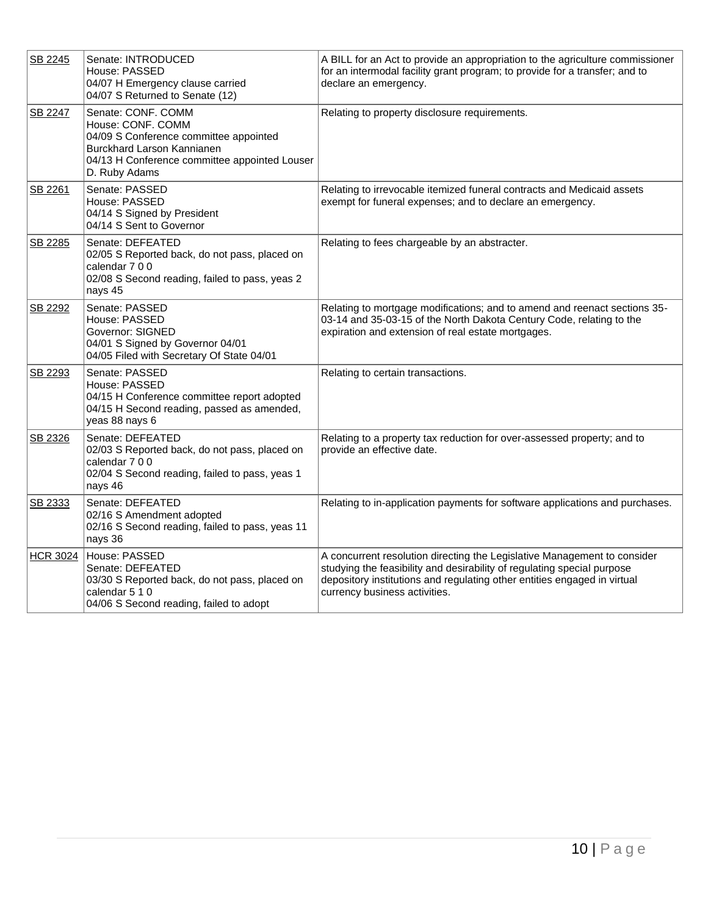| | | |
|---|---|---|
| SB 2245 | Senate: INTRODUCED<br>House: PASSED<br>04/07 H Emergency clause carried<br>04/07 S Returned to Senate (12) | A BILL for an Act to provide an appropriation to the agriculture commissioner for an intermodal facility grant program; to provide for a transfer; and to declare an emergency. |
| SB 2247 | Senate: CONF. COMM<br>House: CONF. COMM<br>04/09 S Conference committee appointed Burckhard Larson Kannianen<br>04/13 H Conference committee appointed Louser D. Ruby Adams | Relating to property disclosure requirements. |
| SB 2261 | Senate: PASSED<br>House: PASSED<br>04/14 S Signed by President<br>04/14 S Sent to Governor | Relating to irrevocable itemized funeral contracts and Medicaid assets exempt for funeral expenses; and to declare an emergency. |
| SB 2285 | Senate: DEFEATED<br>02/05 S Reported back, do not pass, placed on calendar 7 0 0<br>02/08 S Second reading, failed to pass, yeas 2 nays 45 | Relating to fees chargeable by an abstracter. |
| SB 2292 | Senate: PASSED<br>House: PASSED<br>Governor: SIGNED<br>04/01 S Signed by Governor 04/01<br>04/05 Filed with Secretary Of State 04/01 | Relating to mortgage modifications; and to amend and reenact sections 35-03-14 and 35-03-15 of the North Dakota Century Code, relating to the expiration and extension of real estate mortgages. |
| SB 2293 | Senate: PASSED<br>House: PASSED<br>04/15 H Conference committee report adopted<br>04/15 H Second reading, passed as amended, yeas 88 nays 6 | Relating to certain transactions. |
| SB 2326 | Senate: DEFEATED<br>02/03 S Reported back, do not pass, placed on calendar 7 0 0<br>02/04 S Second reading, failed to pass, yeas 1 nays 46 | Relating to a property tax reduction for over-assessed property; and to provide an effective date. |
| SB 2333 | Senate: DEFEATED<br>02/16 S Amendment adopted<br>02/16 S Second reading, failed to pass, yeas 11 nays 36 | Relating to in-application payments for software applications and purchases. |
| HCR 3024 | House: PASSED<br>Senate: DEFEATED<br>03/30 S Reported back, do not pass, placed on calendar 5 1 0<br>04/06 S Second reading, failed to adopt | A concurrent resolution directing the Legislative Management to consider studying the feasibility and desirability of regulating special purpose depository institutions and regulating other entities engaged in virtual currency business activities. |